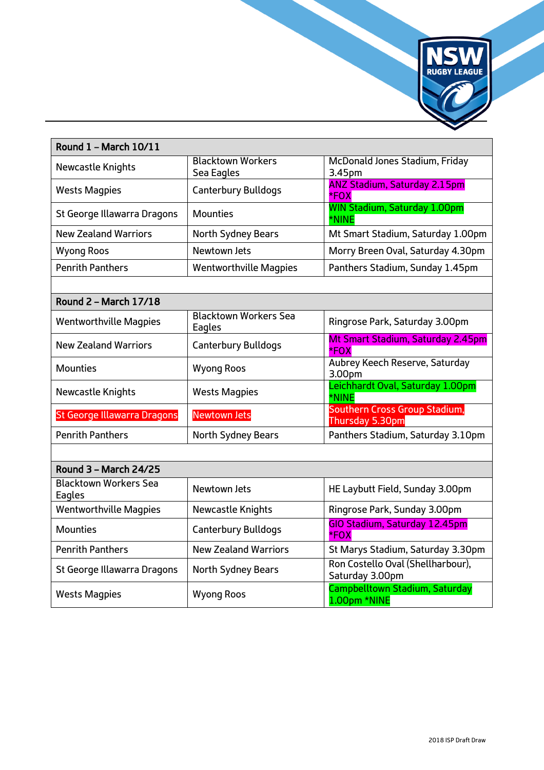| Round 1 – March 10/11 | | |
|---|---|---|
| Newcastle Knights | Blacktown Workers Sea Eagles | McDonald Jones Stadium, Friday 3.45pm |
| Wests Magpies | Canterbury Bulldogs | ANZ Stadium, Saturday 2.15pm *FOX |
| St George Illawarra Dragons | Mounties | WIN Stadium, Saturday 1.00pm *NINE |
| New Zealand Warriors | North Sydney Bears | Mt Smart Stadium, Saturday 1.00pm |
| Wyong Roos | Newtown Jets | Morry Breen Oval, Saturday 4.30pm |
| Penrith Panthers | Wentworthville Magpies | Panthers Stadium, Sunday 1.45pm |
| | | |
| **Round 2 – March 17/18** | | |
| Wentworthville Magpies | Blacktown Workers Sea Eagles | Ringrose Park, Saturday 3.00pm |
| New Zealand Warriors | Canterbury Bulldogs | Mt Smart Stadium, Saturday 2.45pm *FOX |
| Mounties | Wyong Roos | Aubrey Keech Reserve, Saturday 3.00pm |
| Newcastle Knights | Wests Magpies | Leichhardt Oval, Saturday 1.00pm *NINE |
| St George Illawarra Dragons | Newtown Jets | Southern Cross Group Stadium, Thursday 5.30pm |
| Penrith Panthers | North Sydney Bears | Panthers Stadium, Saturday 3.10pm |
| | | |
| **Round 3 – March 24/25** | | |
| Blacktown Workers Sea Eagles | Newtown Jets | HE Laybutt Field, Sunday 3.00pm |
| Wentworthville Magpies | Newcastle Knights | Ringrose Park, Sunday 3.00pm |
| Mounties | Canterbury Bulldogs | GIO Stadium, Saturday 12.45pm *FOX |
| Penrith Panthers | New Zealand Warriors | St Marys Stadium, Saturday 3.30pm |
| St George Illawarra Dragons | North Sydney Bears | Ron Costello Oval (Shellharbour), Saturday 3.00pm |
| Wests Magpies | Wyong Roos | Campbelltown Stadium, Saturday 1.00pm *NINE |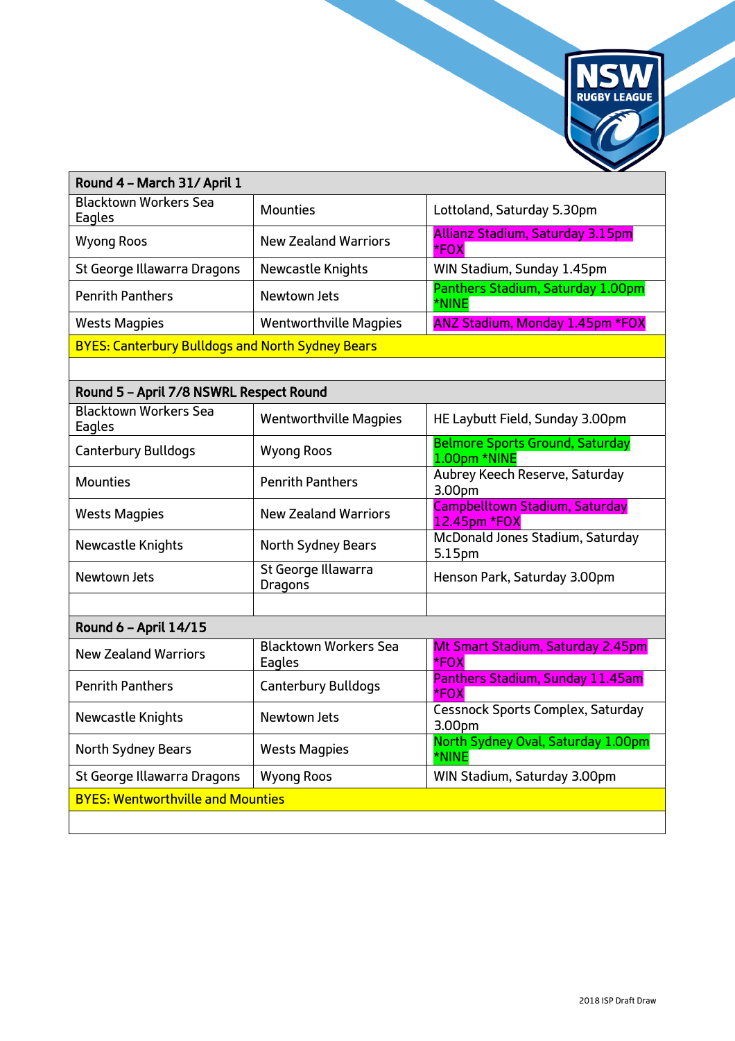| Round 4 – March 31/ April 1 | | |
|---|---|---|
| Blacktown Workers Sea Eagles | Mounties | Lottoland, Saturday 5.30pm |
| Wyong Roos | New Zealand Warriors | Allianz Stadium, Saturday 3.15pm *FOX |
| St George Illawarra Dragons | Newcastle Knights | WIN Stadium, Sunday 1.45pm |
| Penrith Panthers | Newtown Jets | Panthers Stadium, Saturday 1.00pm *NINE |
| Wests Magpies | Wentworthville Magpies | ANZ Stadium, Monday 1.45pm *FOX |
| BYES: Canterbury Bulldogs and North Sydney Bears | | |
| | | |
| **Round 5 – April 7/8 NSWRL Respect Round** | | |
| Blacktown Workers Sea Eagles | Wentworthville Magpies | HE Laybutt Field, Sunday 3.00pm |
| Canterbury Bulldogs | Wyong Roos | Belmore Sports Ground, Saturday 1.00pm *NINE |
| Mounties | Penrith Panthers | Aubrey Keech Reserve, Saturday 3.00pm |
| Wests Magpies | New Zealand Warriors | Campbelltown Stadium, Saturday 12.45pm *FOX |
| Newcastle Knights | North Sydney Bears | McDonald Jones Stadium, Saturday 5.15pm |
| Newtown Jets | St George Illawarra Dragons | Henson Park, Saturday 3.00pm |
| | | |
| **Round 6 – April 14/15** | | |
| New Zealand Warriors | Blacktown Workers Sea Eagles | Mt Smart Stadium, Saturday 2.45pm *FOX |
| Penrith Panthers | Canterbury Bulldogs | Panthers Stadium, Sunday 11.45am *FOX |
| Newcastle Knights | Newtown Jets | Cessnock Sports Complex, Saturday 3.00pm |
| North Sydney Bears | Wests Magpies | North Sydney Oval, Saturday 1.00pm *NINE |
| St George Illawarra Dragons | Wyong Roos | WIN Stadium, Saturday 3.00pm |
| BYES: Wentworthville and Mounties | | |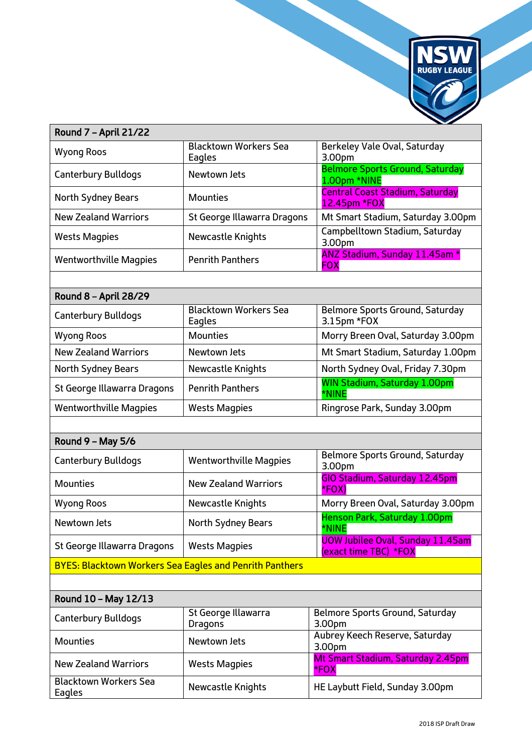| Round 7 – April 21/22 | | |
|---|---|---|
| Wyong Roos | Blacktown Workers Sea Eagles | Berkeley Vale Oval, Saturday 3.00pm |
| Canterbury Bulldogs | Newtown Jets | Belmore Sports Ground, Saturday 1.00pm *NINE |
| North Sydney Bears | Mounties | Central Coast Stadium, Saturday 12.45pm *FOX |
| New Zealand Warriors | St George Illawarra Dragons | Mt Smart Stadium, Saturday 3.00pm |
| Wests Magpies | Newcastle Knights | Campbelltown Stadium, Saturday 3.00pm |
| Wentworthville Magpies | Penrith Panthers | ANZ Stadium, Sunday 11.45am * FOX |
| | | |
| **Round 8 – April 28/29** | | |
| Canterbury Bulldogs | Blacktown Workers Sea Eagles | Belmore Sports Ground, Saturday 3.15pm *FOX |
| Wyong Roos | Mounties | Morry Breen Oval, Saturday 3.00pm |
| New Zealand Warriors | Newtown Jets | Mt Smart Stadium, Saturday 1.00pm |
| North Sydney Bears | Newcastle Knights | North Sydney Oval, Friday 7.30pm |
| St George Illawarra Dragons | Penrith Panthers | WIN Stadium, Saturday 1.00pm *NINE |
| Wentworthville Magpies | Wests Magpies | Ringrose Park, Sunday 3.00pm |
| | | |
| **Round 9 – May 5/6** | | |
| Canterbury Bulldogs | Wentworthville Magpies | Belmore Sports Ground, Saturday 3.00pm |
| Mounties | New Zealand Warriors | GIO Stadium, Saturday 12.45pm *FOX) |
| Wyong Roos | Newcastle Knights | Morry Breen Oval, Saturday 3.00pm |
| Newtown Jets | North Sydney Bears | Henson Park, Saturday 1.00pm *NINE |
| St George Illawarra Dragons | Wests Magpies | UOW Jubilee Oval, Sunday 11.45am (exact time TBC) *FOX |
| BYES: Blacktown Workers Sea Eagles and Penrith Panthers | | |
| | | |
| **Round 10 – May 12/13** | | |
| Canterbury Bulldogs | St George Illawarra Dragons | Belmore Sports Ground, Saturday 3.00pm |
| Mounties | Newtown Jets | Aubrey Keech Reserve, Saturday 3.00pm |
| New Zealand Warriors | Wests Magpies | Mt Smart Stadium, Saturday 2.45pm *FOX |
| Blacktown Workers Sea Eagles | Newcastle Knights | HE Laybutt Field, Sunday 3.00pm |

2018 ISP Draft Draw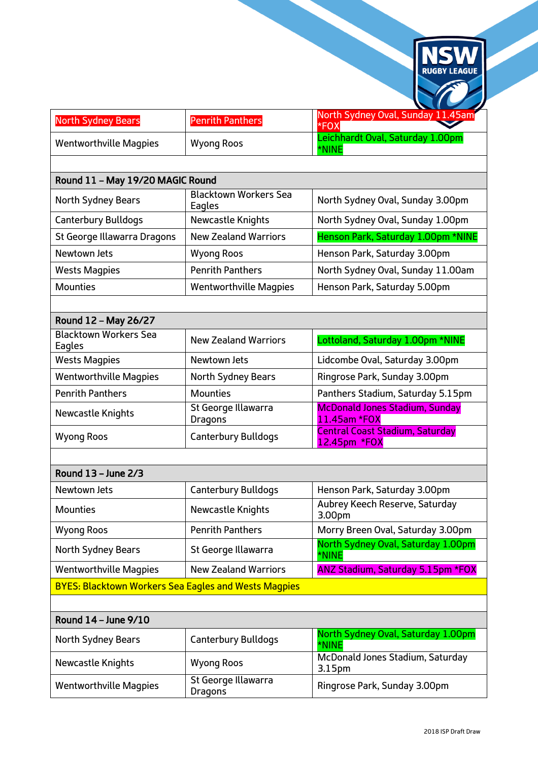| | | |
|---|---|---|
| North Sydney Bears | Penrith Panthers | North Sydney Oval, Sunday 11.45am *FOX |
| Wentworthville Magpies | Wyong Roos | Leichhardt Oval, Saturday 1.00pm *NINE |
| | | |
| **Round 11 – May 19/20 MAGIC Round** | | |
| North Sydney Bears | Blacktown Workers Sea Eagles | North Sydney Oval, Sunday 3.00pm |
| Canterbury Bulldogs | Newcastle Knights | North Sydney Oval, Sunday 1.00pm |
| St George Illawarra Dragons | New Zealand Warriors | Henson Park, Saturday 1.00pm *NINE |
| Newtown Jets | Wyong Roos | Henson Park, Saturday 3.00pm |
| Wests Magpies | Penrith Panthers | North Sydney Oval, Sunday 11.00am |
| Mounties | Wentworthville Magpies | Henson Park, Saturday 5.00pm |
| | | |
| **Round 12 – May 26/27** | | |
| Blacktown Workers Sea Eagles | New Zealand Warriors | Lottoland, Saturday 1.00pm *NINE |
| Wests Magpies | Newtown Jets | Lidcombe Oval, Saturday 3.00pm |
| Wentworthville Magpies | North Sydney Bears | Ringrose Park, Sunday 3.00pm |
| Penrith Panthers | Mounties | Panthers Stadium, Saturday 5.15pm |
| Newcastle Knights | St George Illawarra Dragons | McDonald Jones Stadium, Sunday 11.45am *FOX |
| Wyong Roos | Canterbury Bulldogs | Central Coast Stadium, Saturday 12.45pm *FOX |
| | | |
| **Round 13 – June 2/3** | | |
| Newtown Jets | Canterbury Bulldogs | Henson Park, Saturday 3.00pm |
| Mounties | Newcastle Knights | Aubrey Keech Reserve, Saturday 3.00pm |
| Wyong Roos | Penrith Panthers | Morry Breen Oval, Saturday 3.00pm |
| North Sydney Bears | St George Illawarra | North Sydney Oval, Saturday 1.00pm *NINE |
| Wentworthville Magpies | New Zealand Warriors | ANZ Stadium, Saturday 5.15pm *FOX |
| BYES: Blacktown Workers Sea Eagles and Wests Magpies | | |
| | | |
| **Round 14 – June 9/10** | | |
| North Sydney Bears | Canterbury Bulldogs | North Sydney Oval, Saturday 1.00pm *NINE |
| Newcastle Knights | Wyong Roos | McDonald Jones Stadium, Saturday 3.15pm |
| Wentworthville Magpies | St George Illawarra Dragons | Ringrose Park, Sunday 3.00pm |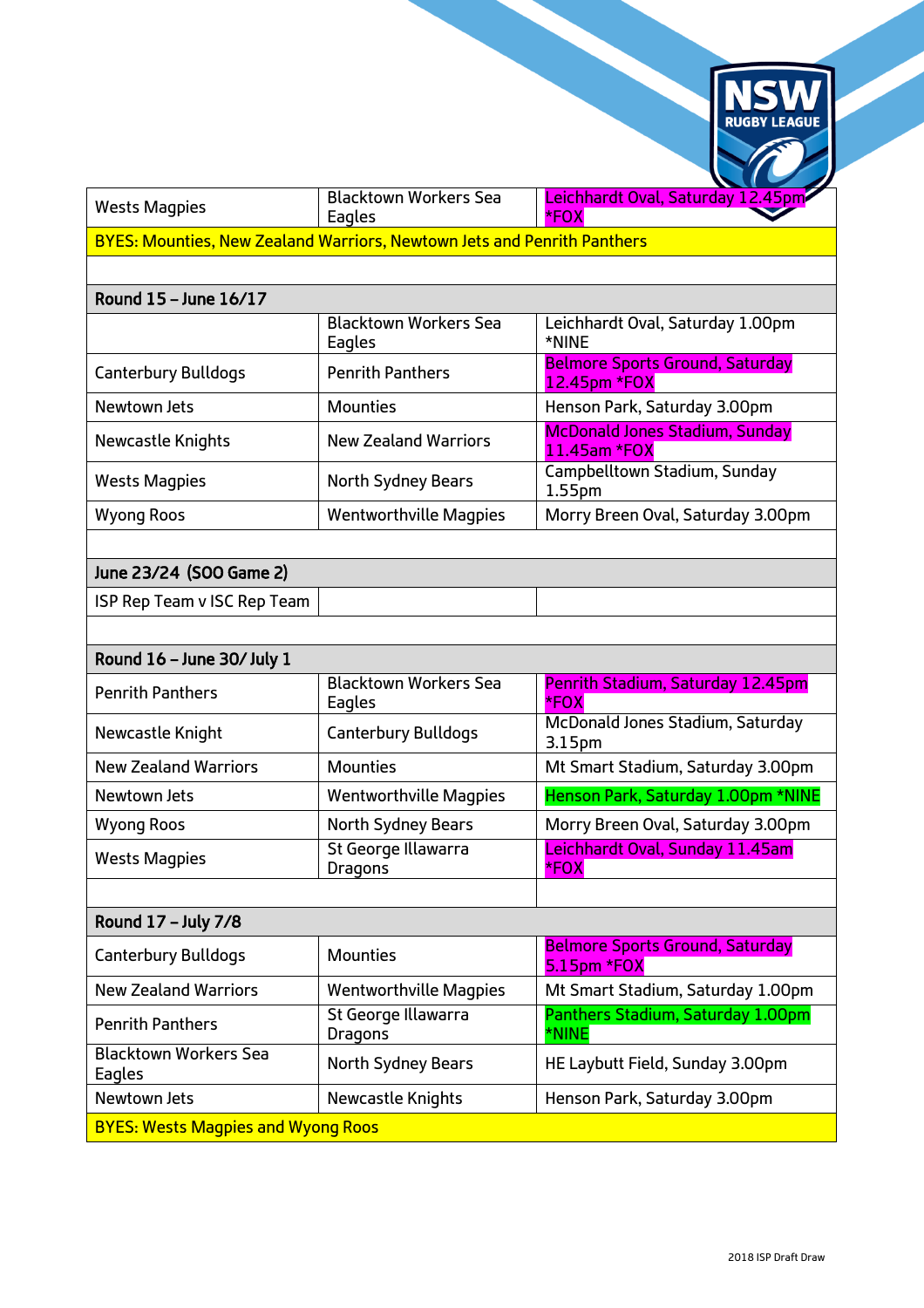| | | |
|---|---|---|
| Wests Magpies | Blacktown Workers Sea Eagles | Leichhardt Oval, Saturday 12.45pm *FOX |
| BYES: Mounties, New Zealand Warriors, Newtown Jets and Penrith Panthers | | |
| | | |
| **Round 15 – June 16/17** | | |
| | Blacktown Workers Sea Eagles | Leichhardt Oval, Saturday 1.00pm *NINE |
| Canterbury Bulldogs | Penrith Panthers | Belmore Sports Ground, Saturday 12.45pm *FOX |
| Newtown Jets | Mounties | Henson Park, Saturday 3.00pm |
| Newcastle Knights | New Zealand Warriors | McDonald Jones Stadium, Sunday 11.45am *FOX |
| Wests Magpies | North Sydney Bears | Campbelltown Stadium, Sunday 1.55pm |
| Wyong Roos | Wentworthville Magpies | Morry Breen Oval, Saturday 3.00pm |
| | | |
| **June 23/24 (SOO Game 2)** | | |
| ISP Rep Team v ISC Rep Team | | |
| | | |
| **Round 16 – June 30/ July 1** | | |
| Penrith Panthers | Blacktown Workers Sea Eagles | Penrith Stadium, Saturday 12.45pm *FOX |
| Newcastle Knight | Canterbury Bulldogs | McDonald Jones Stadium, Saturday 3.15pm |
| New Zealand Warriors | Mounties | Mt Smart Stadium, Saturday 3.00pm |
| Newtown Jets | Wentworthville Magpies | Henson Park, Saturday 1.00pm *NINE |
| Wyong Roos | North Sydney Bears | Morry Breen Oval, Saturday 3.00pm |
| Wests Magpies | St George Illawarra Dragons | Leichhardt Oval, Sunday 11.45am *FOX |
| | | |
| **Round 17 – July 7/8** | | |
| Canterbury Bulldogs | Mounties | Belmore Sports Ground, Saturday 5.15pm *FOX |
| New Zealand Warriors | Wentworthville Magpies | Mt Smart Stadium, Saturday 1.00pm |
| Penrith Panthers | St George Illawarra Dragons | Panthers Stadium, Saturday 1.00pm *NINE |
| Blacktown Workers Sea Eagles | North Sydney Bears | HE Laybutt Field, Sunday 3.00pm |
| Newtown Jets | Newcastle Knights | Henson Park, Saturday 3.00pm |
| BYES: Wests Magpies and Wyong Roos | | |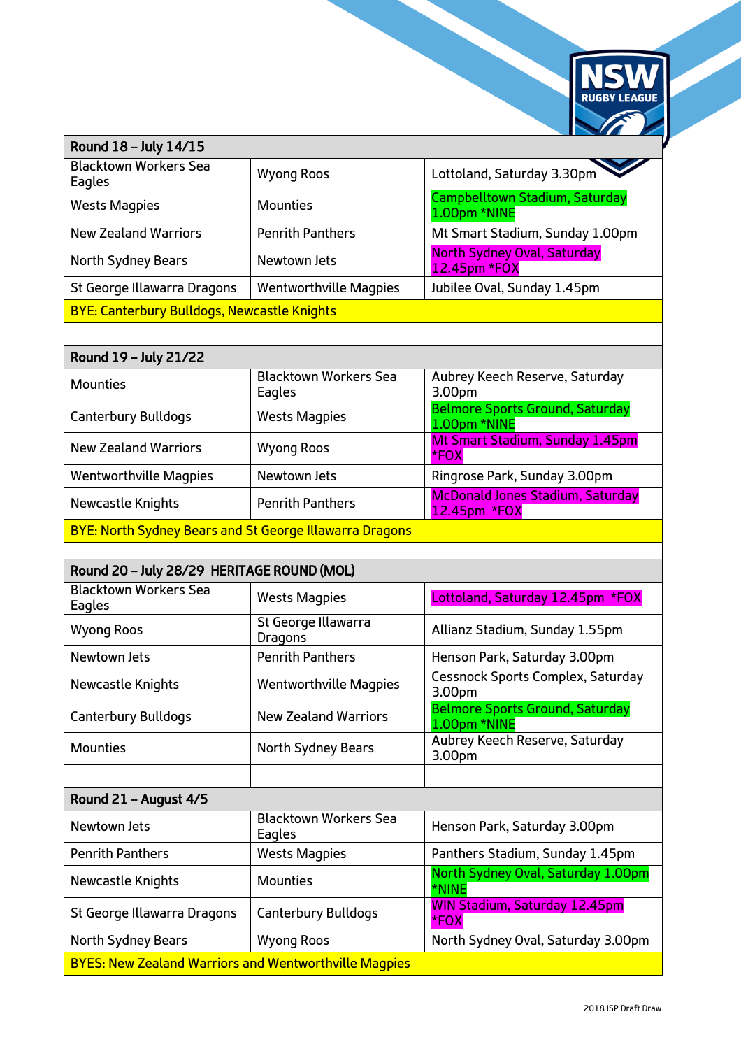| Round 18 – July 14/15 | | |
|---|---|---|
| Blacktown Workers Sea Eagles | Wyong Roos | Lottoland, Saturday 3.30pm |
| Wests Magpies | Mounties | Campbelltown Stadium, Saturday 1.00pm *NINE |
| New Zealand Warriors | Penrith Panthers | Mt Smart Stadium, Sunday 1.00pm |
| North Sydney Bears | Newtown Jets | North Sydney Oval, Saturday 12.45pm *FOX |
| St George Illawarra Dragons | Wentworthville Magpies | Jubilee Oval, Sunday 1.45pm |
| BYE: Canterbury Bulldogs, Newcastle Knights | | |
| | | |
| **Round 19 – July 21/22** | | |
| Mounties | Blacktown Workers Sea Eagles | Aubrey Keech Reserve, Saturday 3.00pm |
| Canterbury Bulldogs | Wests Magpies | Belmore Sports Ground, Saturday 1.00pm *NINE |
| New Zealand Warriors | Wyong Roos | Mt Smart Stadium, Sunday 1.45pm *FOX |
| Wentworthville Magpies | Newtown Jets | Ringrose Park, Sunday 3.00pm |
| Newcastle Knights | Penrith Panthers | McDonald Jones Stadium, Saturday 12.45pm *FOX |
| BYE: North Sydney Bears and St George Illawarra Dragons | | |
| | | |
| **Round 20 – July 28/29 HERITAGE ROUND (MOL)** | | |
| Blacktown Workers Sea Eagles | Wests Magpies | Lottoland, Saturday 12.45pm *FOX |
| Wyong Roos | St George Illawarra Dragons | Allianz Stadium, Sunday 1.55pm |
| Newtown Jets | Penrith Panthers | Henson Park, Saturday 3.00pm |
| Newcastle Knights | Wentworthville Magpies | Cessnock Sports Complex, Saturday 3.00pm |
| Canterbury Bulldogs | New Zealand Warriors | Belmore Sports Ground, Saturday 1.00pm *NINE |
| Mounties | North Sydney Bears | Aubrey Keech Reserve, Saturday 3.00pm |
| | | |
| **Round 21 – August 4/5** | | |
| Newtown Jets | Blacktown Workers Sea Eagles | Henson Park, Saturday 3.00pm |
| Penrith Panthers | Wests Magpies | Panthers Stadium, Sunday 1.45pm |
| Newcastle Knights | Mounties | North Sydney Oval, Saturday 1.00pm *NINE |
| St George Illawarra Dragons | Canterbury Bulldogs | WIN Stadium, Saturday 12.45pm *FOX |
| North Sydney Bears | Wyong Roos | North Sydney Oval, Saturday 3.00pm |
| BYES: New Zealand Warriors and Wentworthville Magpies | | |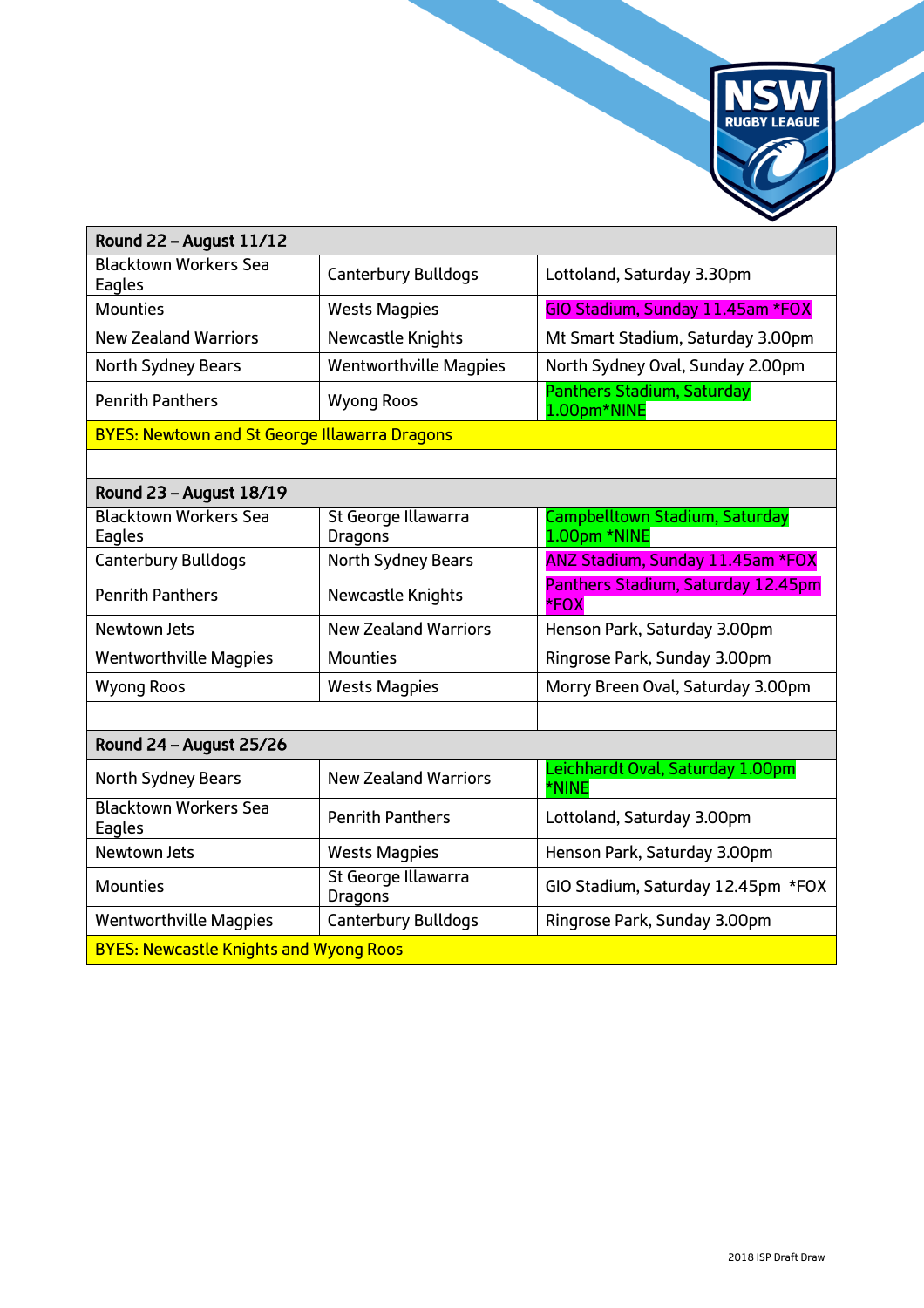| | | |
|---|---|---|
| **Round 22 – August 11/12** | | |
| Blacktown Workers Sea Eagles | Canterbury Bulldogs | Lottoland, Saturday 3.30pm |
| Mounties | Wests Magpies | GIO Stadium, Sunday 11.45am *FOX |
| New Zealand Warriors | Newcastle Knights | Mt Smart Stadium, Saturday 3.00pm |
| North Sydney Bears | Wentworthville Magpies | North Sydney Oval, Sunday 2.00pm |
| Penrith Panthers | Wyong Roos | Panthers Stadium, Saturday 1.00pm*NINE |
| BYES: Newtown and St George Illawarra Dragons | | |
| | | |
| **Round 23 – August 18/19** | | |
| Blacktown Workers Sea Eagles | St George Illawarra Dragons | Campbelltown Stadium, Saturday 1.00pm *NINE |
| Canterbury Bulldogs | North Sydney Bears | ANZ Stadium, Sunday 11.45am *FOX |
| Penrith Panthers | Newcastle Knights | Panthers Stadium, Saturday 12.45pm *FOX |
| Newtown Jets | New Zealand Warriors | Henson Park, Saturday 3.00pm |
| Wentworthville Magpies | Mounties | Ringrose Park, Sunday 3.00pm |
| Wyong Roos | Wests Magpies | Morry Breen Oval, Saturday 3.00pm |
| | | |
| **Round 24 – August 25/26** | | |
| North Sydney Bears | New Zealand Warriors | Leichhardt Oval, Saturday 1.00pm *NINE |
| Blacktown Workers Sea Eagles | Penrith Panthers | Lottoland, Saturday 3.00pm |
| Newtown Jets | Wests Magpies | Henson Park, Saturday 3.00pm |
| Mounties | St George Illawarra Dragons | GIO Stadium, Saturday 12.45pm *FOX |
| Wentworthville Magpies | Canterbury Bulldogs | Ringrose Park, Sunday 3.00pm |
| BYES: Newcastle Knights and Wyong Roos | | |